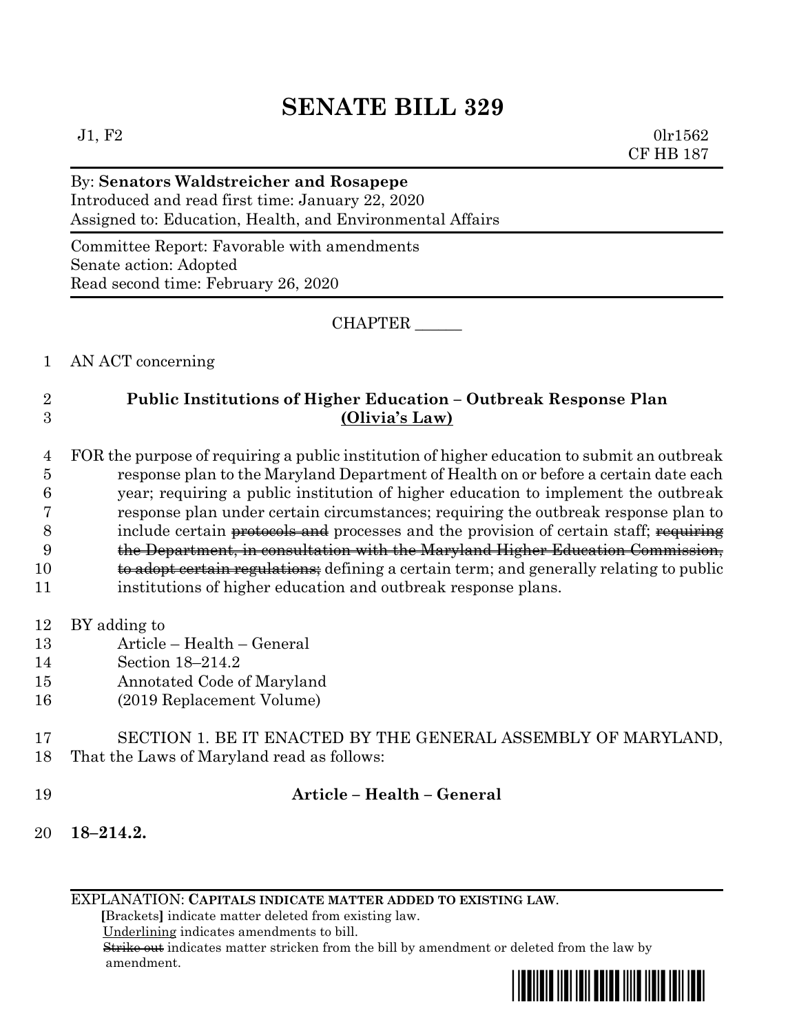# SENATE BILL 329

J1, F2 0lr1562
CF HB 187

By: **Senators Waldstreicher and Rosapepe**
Introduced and read first time: January 22, 2020
Assigned to: Education, Health, and Environmental Affairs

Committee Report: Favorable with amendments
Senate action: Adopted
Read second time: February 26, 2020

CHAPTER ______

1 AN ACT concerning

2 **Public Institutions of Higher Education – Outbreak Response Plan**
3 **<u>(Olivia's Law)</u>**

4 FOR the purpose of requiring a public institution of higher education to submit an outbreak
5 response plan to the Maryland Department of Health on or before a certain date each
6 year; requiring a public institution of higher education to implement the outbreak
7 response plan under certain circumstances; requiring the outbreak response plan to
8 include certain ~~protocols and~~ processes and the provision of certain staff; ~~requiring~~
9 ~~the Department, in consultation with the Maryland Higher Education Commission,~~
10 ~~to adopt certain regulations;~~ defining a certain term; and generally relating to public
11 institutions of higher education and outbreak response plans.

12 BY adding to
13 Article – Health – General
14 Section 18–214.2
15 Annotated Code of Maryland
16 (2019 Replacement Volume)

17 SECTION 1. BE IT ENACTED BY THE GENERAL ASSEMBLY OF MARYLAND,
18 That the Laws of Maryland read as follows:

19 **Article – Health – General**

20 **18–214.2.**

EXPLANATION: **CAPITALS INDICATE MATTER ADDED TO EXISTING LAW.**
**[**Brackets**]** indicate matter deleted from existing law.
<u>Underlining</u> indicates amendments to bill.
~~Strike out~~ indicates matter stricken from the bill by amendment or deleted from the law by amendment.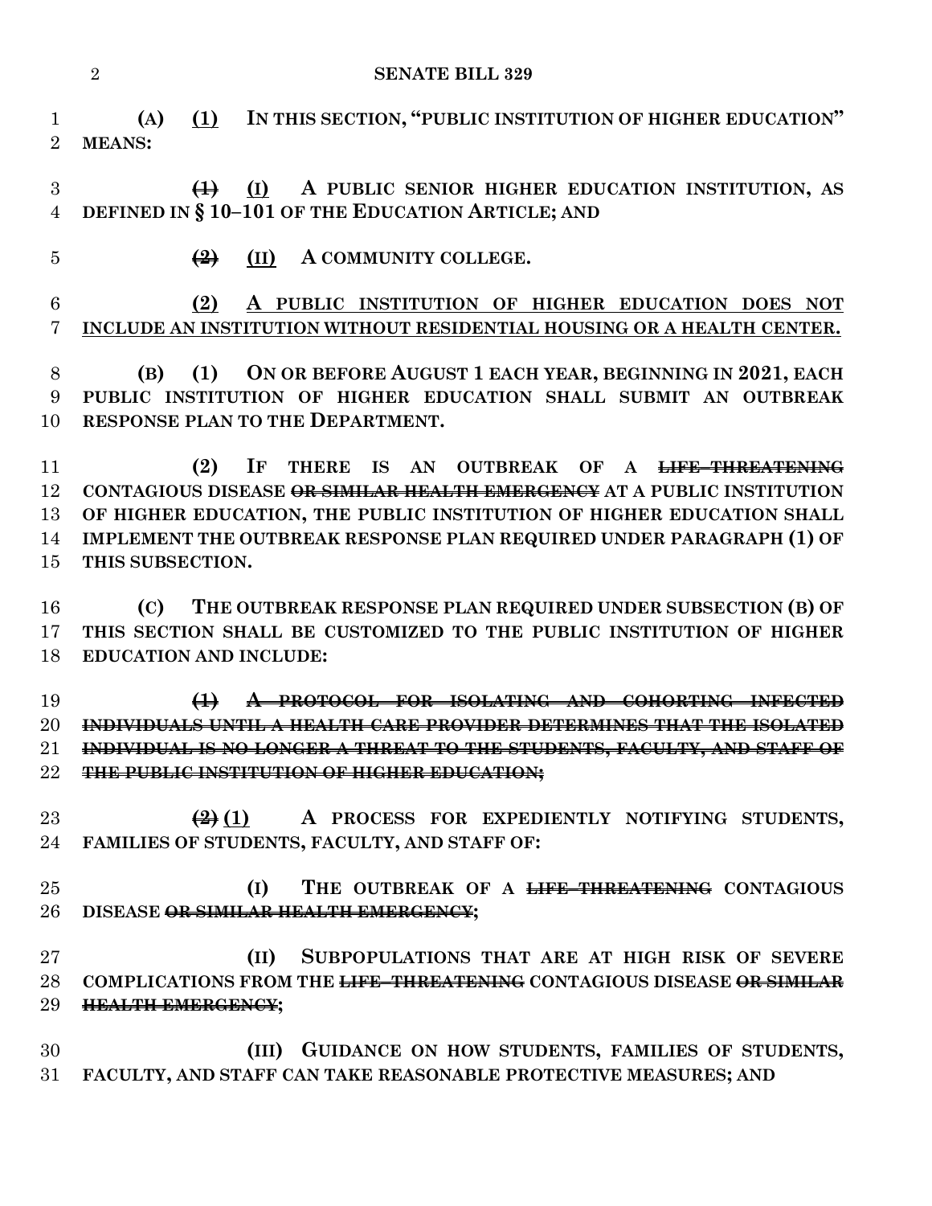**(A) <u>(1)</u> IN THIS SECTION, "PUBLIC INSTITUTION OF HIGHER EDUCATION" MEANS:**

**~~(1)~~ <u>(I)</u> A PUBLIC SENIOR HIGHER EDUCATION INSTITUTION, AS DEFINED IN § 10–101 OF THE EDUCATION ARTICLE; AND**

**~~(2)~~ <u>(II)</u> A COMMUNITY COLLEGE.**

**<u>(2) A PUBLIC INSTITUTION OF HIGHER EDUCATION DOES NOT INCLUDE AN INSTITUTION WITHOUT RESIDENTIAL HOUSING OR A HEALTH CENTER.</u>**

**(B) (1) ON OR BEFORE AUGUST 1 EACH YEAR, BEGINNING IN 2021, EACH PUBLIC INSTITUTION OF HIGHER EDUCATION SHALL SUBMIT AN OUTBREAK RESPONSE PLAN TO THE DEPARTMENT.**

**(2) IF THERE IS AN OUTBREAK OF A ~~LIFE–THREATENING~~ CONTAGIOUS DISEASE ~~OR SIMILAR HEALTH EMERGENCY~~ AT A PUBLIC INSTITUTION OF HIGHER EDUCATION, THE PUBLIC INSTITUTION OF HIGHER EDUCATION SHALL IMPLEMENT THE OUTBREAK RESPONSE PLAN REQUIRED UNDER PARAGRAPH (1) OF THIS SUBSECTION.**

**(C) THE OUTBREAK RESPONSE PLAN REQUIRED UNDER SUBSECTION (B) OF THIS SECTION SHALL BE CUSTOMIZED TO THE PUBLIC INSTITUTION OF HIGHER EDUCATION AND INCLUDE:**

**~~(1) A PROTOCOL FOR ISOLATING AND COHORTING INFECTED INDIVIDUALS UNTIL A HEALTH CARE PROVIDER DETERMINES THAT THE ISOLATED INDIVIDUAL IS NO LONGER A THREAT TO THE STUDENTS, FACULTY, AND STAFF OF THE PUBLIC INSTITUTION OF HIGHER EDUCATION;~~**

**~~(2)~~ <u>(1)</u> A PROCESS FOR EXPEDIENTLY NOTIFYING STUDENTS, FAMILIES OF STUDENTS, FACULTY, AND STAFF OF:**

**(I) THE OUTBREAK OF A ~~LIFE–THREATENING~~ CONTAGIOUS DISEASE ~~OR SIMILAR HEALTH EMERGENCY~~;**

**(II) SUBPOPULATIONS THAT ARE AT HIGH RISK OF SEVERE COMPLICATIONS FROM THE ~~LIFE–THREATENING~~ CONTAGIOUS DISEASE ~~OR SIMILAR HEALTH EMERGENCY~~;**

**(III) GUIDANCE ON HOW STUDENTS, FAMILIES OF STUDENTS, FACULTY, AND STAFF CAN TAKE REASONABLE PROTECTIVE MEASURES; AND**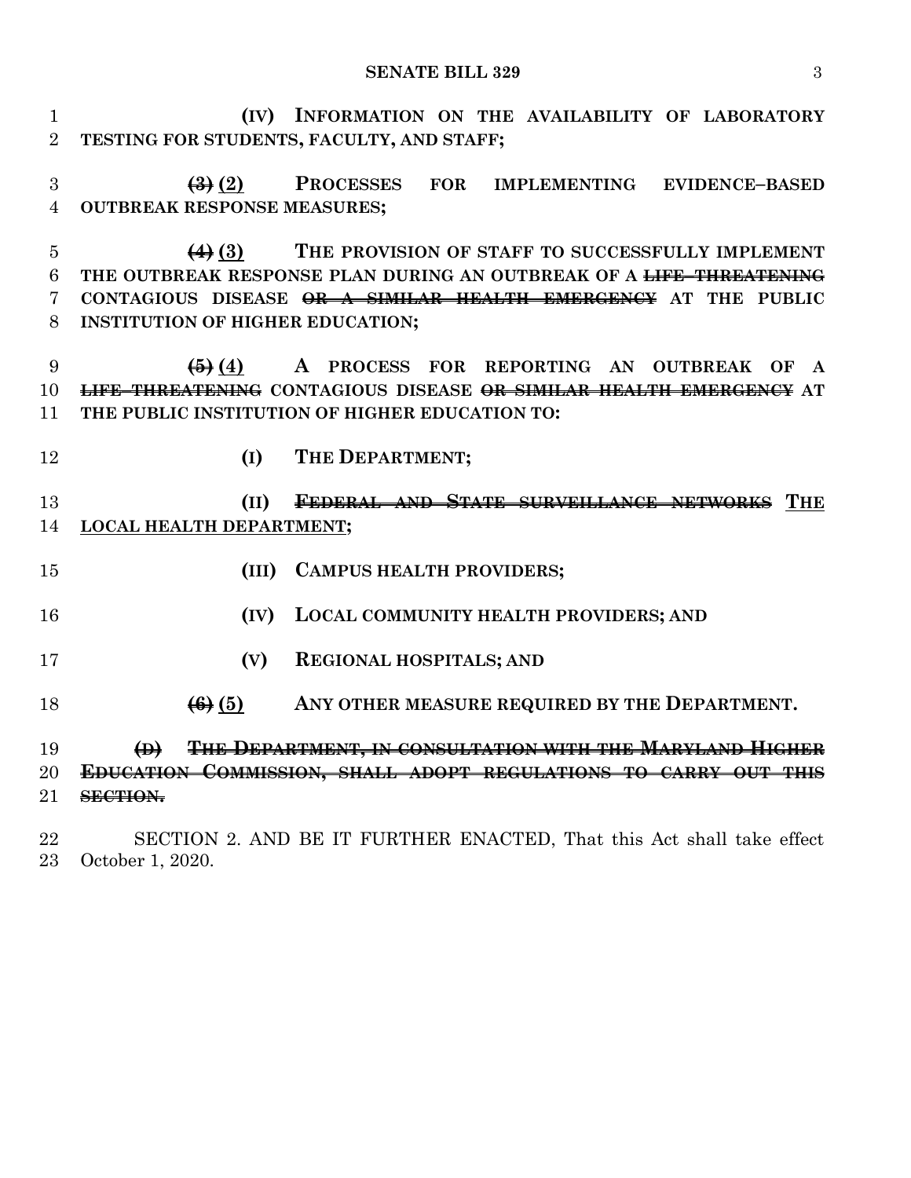**(IV) INFORMATION ON THE AVAILABILITY OF LABORATORY TESTING FOR STUDENTS, FACULTY, AND STAFF;**

~~**(3)**~~ __**(2)**__ **PROCESSES FOR IMPLEMENTING EVIDENCE–BASED OUTBREAK RESPONSE MEASURES;**

~~**(4)**~~ __**(3)**__ **THE PROVISION OF STAFF TO SUCCESSFULLY IMPLEMENT THE OUTBREAK RESPONSE PLAN DURING AN OUTBREAK OF A** ~~**LIFE–THREATENING**~~ **CONTAGIOUS DISEASE** ~~**OR A SIMILAR HEALTH EMERGENCY**~~ **AT THE PUBLIC INSTITUTION OF HIGHER EDUCATION;**

~~**(5)**~~ __**(4)**__ **A PROCESS FOR REPORTING AN OUTBREAK OF A** ~~**LIFE–THREATENING**~~ **CONTAGIOUS DISEASE** ~~**OR SIMILAR HEALTH EMERGENCY**~~ **AT THE PUBLIC INSTITUTION OF HIGHER EDUCATION TO:**

**(I) THE DEPARTMENT;**

**(II)** ~~**FEDERAL AND STATE SURVEILLANCE NETWORKS**~~ __**THE LOCAL HEALTH DEPARTMENT**__**;**

**(III) CAMPUS HEALTH PROVIDERS;**

**(IV) LOCAL COMMUNITY HEALTH PROVIDERS; AND**

**(V) REGIONAL HOSPITALS; AND**

~~**(6)**~~ __**(5)**__ **ANY OTHER MEASURE REQUIRED BY THE DEPARTMENT.**

~~**(D) THE DEPARTMENT, IN CONSULTATION WITH THE MARYLAND HIGHER EDUCATION COMMISSION, SHALL ADOPT REGULATIONS TO CARRY OUT THIS SECTION.**~~

SECTION 2. AND BE IT FURTHER ENACTED, That this Act shall take effect October 1, 2020.